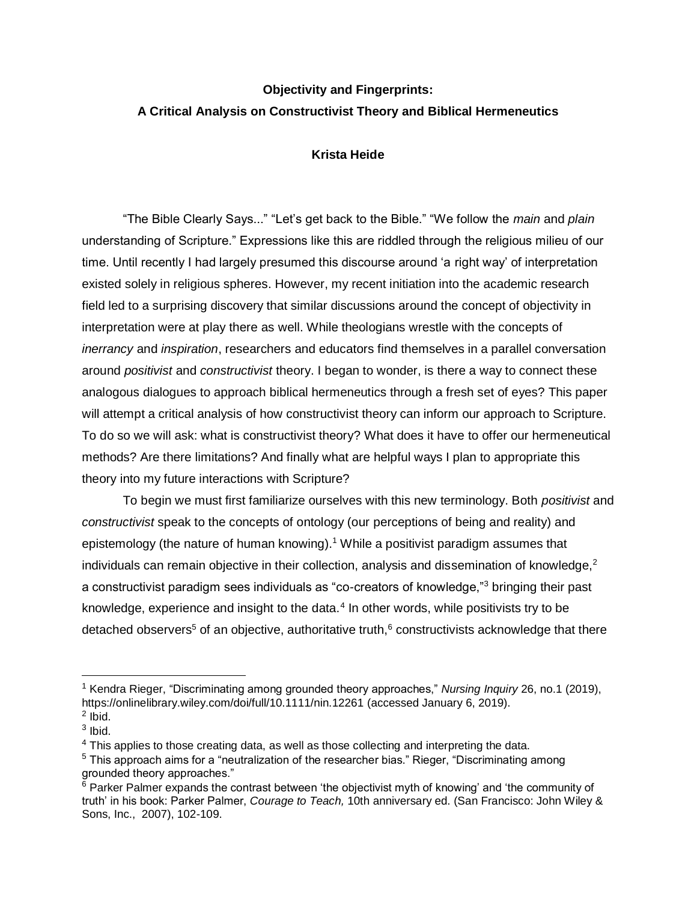**Objectivity and Fingerprints:**

**A Critical Analysis on Constructivist Theory and Biblical Hermeneutics**

**Krista Heide**

"The Bible Clearly Says..." "Let's get back to the Bible." "We follow the *main* and *plain* understanding of Scripture." Expressions like this are riddled through the religious milieu of our time. Until recently I had largely presumed this discourse around 'a right way' of interpretation existed solely in religious spheres. However, my recent initiation into the academic research field led to a surprising discovery that similar discussions around the concept of objectivity in interpretation were at play there as well. While theologians wrestle with the concepts of *inerrancy* and *inspiration*, researchers and educators find themselves in a parallel conversation around *positivist* and *constructivist* theory. I began to wonder, is there a way to connect these analogous dialogues to approach biblical hermeneutics through a fresh set of eyes? This paper will attempt a critical analysis of how constructivist theory can inform our approach to Scripture. To do so we will ask: what is constructivist theory? What does it have to offer our hermeneutical methods? Are there limitations? And finally what are helpful ways I plan to appropriate this theory into my future interactions with Scripture?

To begin we must first familiarize ourselves with this new terminology. Both *positivist* and *constructivist* speak to the concepts of ontology (our perceptions of being and reality) and epistemology (the nature of human knowing).[1] While a positivist paradigm assumes that individuals can remain objective in their collection, analysis and dissemination of knowledge,[2] a constructivist paradigm sees individuals as "co-creators of knowledge,"[3] bringing their past knowledge, experience and insight to the data.[4] In other words, while positivists try to be detached observers[5] of an objective, authoritative truth,[6] constructivists acknowledge that there

---

[1] Kendra Rieger, "Discriminating among grounded theory approaches," *Nursing Inquiry* 26, no.1 (2019), https://onlinelibrary.wiley.com/doi/full/10.1111/nin.12261 (accessed January 6, 2019).

[2] Ibid.

[3] Ibid.

[4] This applies to those creating data, as well as those collecting and interpreting the data.

[5] This approach aims for a "neutralization of the researcher bias." Rieger, "Discriminating among grounded theory approaches."

[6] Parker Palmer expands the contrast between 'the objectivist myth of knowing' and 'the community of truth' in his book: Parker Palmer, *Courage to Teach,* 10th anniversary ed. (San Francisco: John Wiley & Sons, Inc., 2007), 102-109.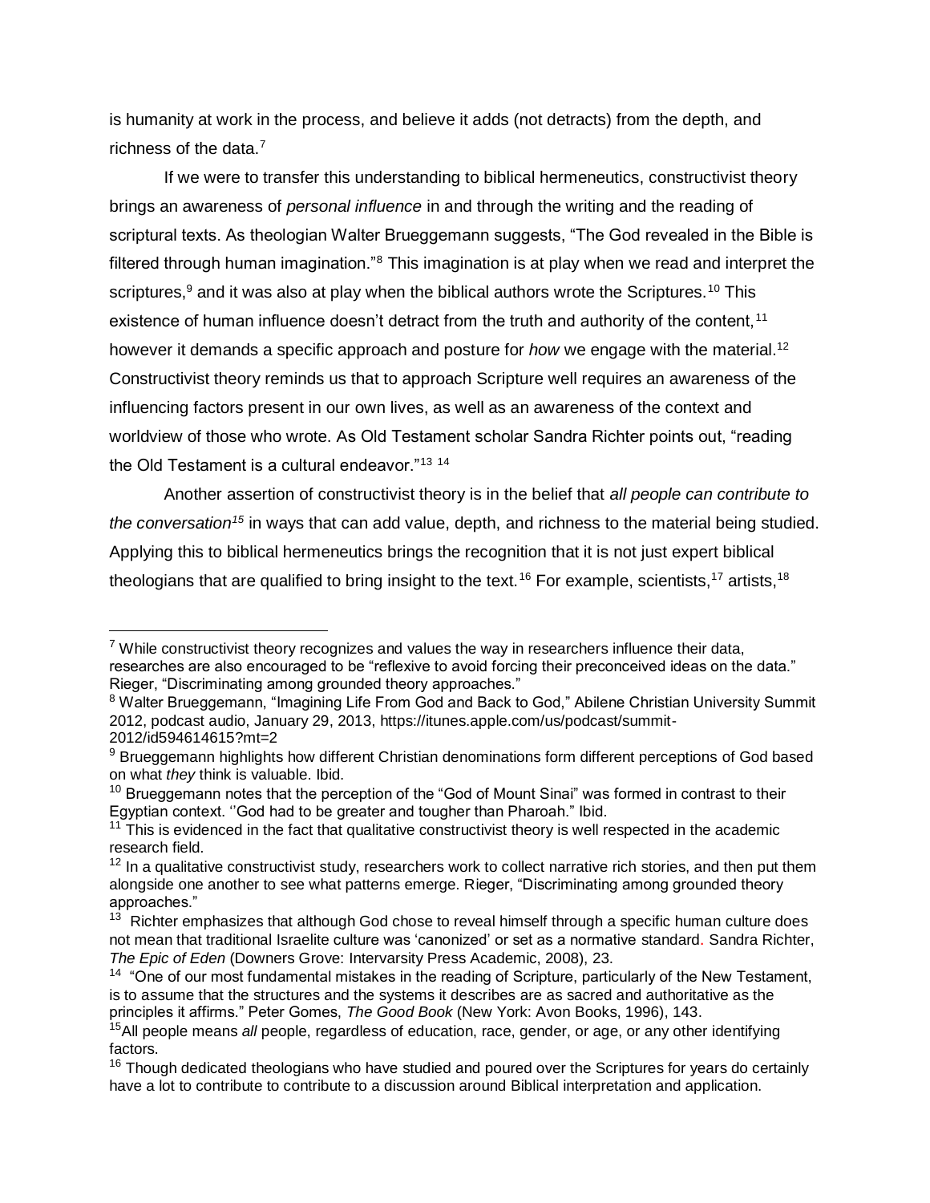is humanity at work in the process, and believe it adds (not detracts) from the depth, and richness of the data.[7]

If we were to transfer this understanding to biblical hermeneutics, constructivist theory brings an awareness of *personal influence* in and through the writing and the reading of scriptural texts. As theologian Walter Brueggemann suggests, "The God revealed in the Bible is filtered through human imagination."[8] This imagination is at play when we read and interpret the scriptures,[9] and it was also at play when the biblical authors wrote the Scriptures.[10] This existence of human influence doesn't detract from the truth and authority of the content,[11] however it demands a specific approach and posture for *how* we engage with the material.[12] Constructivist theory reminds us that to approach Scripture well requires an awareness of the influencing factors present in our own lives, as well as an awareness of the context and worldview of those who wrote. As Old Testament scholar Sandra Richter points out, "reading the Old Testament is a cultural endeavor."[13] [14]

Another assertion of constructivist theory is in the belief that *all people can contribute to the conversation*[15] in ways that can add value, depth, and richness to the material being studied. Applying this to biblical hermeneutics brings the recognition that it is not just expert biblical theologians that are qualified to bring insight to the text.[16] For example, scientists,[17] artists,[18]

---

[7] While constructivist theory recognizes and values the way in researchers influence their data, researches are also encouraged to be "reflexive to avoid forcing their preconceived ideas on the data." Rieger, "Discriminating among grounded theory approaches."

[8] Walter Brueggemann, "Imagining Life From God and Back to God," Abilene Christian University Summit 2012, podcast audio, January 29, 2013, https://itunes.apple.com/us/podcast/summit-2012/id594614615?mt=2

[9] Brueggemann highlights how different Christian denominations form different perceptions of God based on what *they* think is valuable. Ibid.

[10] Brueggemann notes that the perception of the "God of Mount Sinai" was formed in contrast to their Egyptian context. ''God had to be greater and tougher than Pharoah." Ibid.

[11] This is evidenced in the fact that qualitative constructivist theory is well respected in the academic research field.

[12] In a qualitative constructivist study, researchers work to collect narrative rich stories, and then put them alongside one another to see what patterns emerge. Rieger, "Discriminating among grounded theory approaches."

[13] Richter emphasizes that although God chose to reveal himself through a specific human culture does not mean that traditional Israelite culture was 'canonized' or set as a normative standard. Sandra Richter, *The Epic of Eden* (Downers Grove: Intervarsity Press Academic, 2008), 23.

[14] "One of our most fundamental mistakes in the reading of Scripture, particularly of the New Testament, is to assume that the structures and the systems it describes are as sacred and authoritative as the principles it affirms." Peter Gomes, *The Good Book* (New York: Avon Books, 1996), 143.

[15] All people means *all* people, regardless of education, race, gender, or age, or any other identifying factors.

[16] Though dedicated theologians who have studied and poured over the Scriptures for years do certainly have a lot to contribute to contribute to a discussion around Biblical interpretation and application.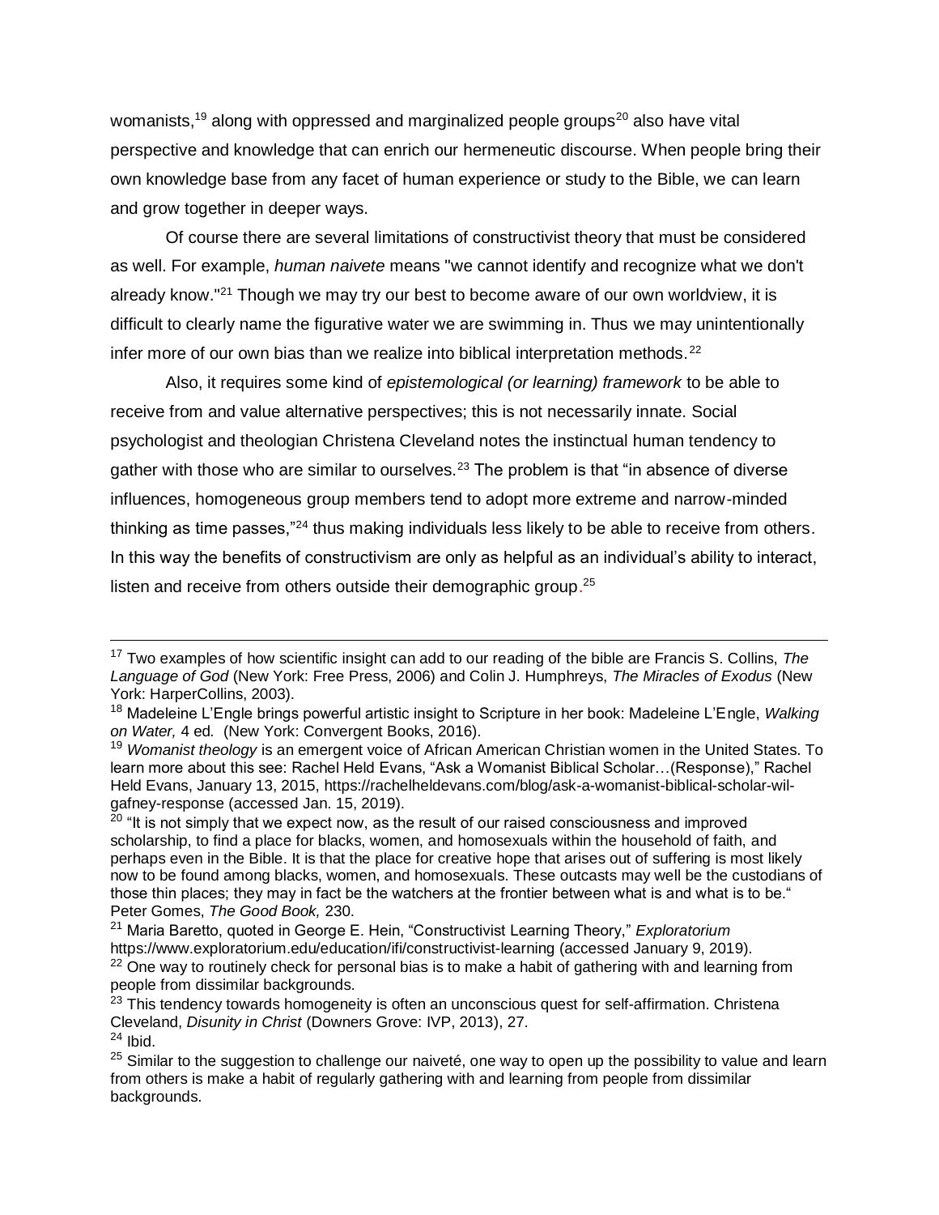womanists,[19] along with oppressed and marginalized people groups[20] also have vital perspective and knowledge that can enrich our hermeneutic discourse. When people bring their own knowledge base from any facet of human experience or study to the Bible, we can learn and grow together in deeper ways.

Of course there are several limitations of constructivist theory that must be considered as well. For example, *human naivete* means "we cannot identify and recognize what we don't already know."[21] Though we may try our best to become aware of our own worldview, it is difficult to clearly name the figurative water we are swimming in. Thus we may unintentionally infer more of our own bias than we realize into biblical interpretation methods.[22]

Also, it requires some kind of *epistemological (or learning) framework* to be able to receive from and value alternative perspectives; this is not necessarily innate. Social psychologist and theologian Christena Cleveland notes the instinctual human tendency to gather with those who are similar to ourselves.[23] The problem is that "in absence of diverse influences, homogeneous group members tend to adopt more extreme and narrow-minded thinking as time passes,"[24] thus making individuals less likely to be able to receive from others. In this way the benefits of constructivism are only as helpful as an individual's ability to interact, listen and receive from others outside their demographic group.[25]

---

[17] Two examples of how scientific insight can add to our reading of the bible are Francis S. Collins, *The Language of God* (New York: Free Press, 2006) and Colin J. Humphreys, *The Miracles of Exodus* (New York: HarperCollins, 2003).

[18] Madeleine L'Engle brings powerful artistic insight to Scripture in her book: Madeleine L'Engle, *Walking on Water,* 4 ed. (New York: Convergent Books, 2016).

[19] *Womanist theology* is an emergent voice of African American Christian women in the United States. To learn more about this see: Rachel Held Evans, "Ask a Womanist Biblical Scholar…(Response)," Rachel Held Evans, January 13, 2015, https://rachelheldevans.com/blog/ask-a-womanist-biblical-scholar-wil-gafney-response (accessed Jan. 15, 2019).

[20] "It is not simply that we expect now, as the result of our raised consciousness and improved scholarship, to find a place for blacks, women, and homosexuals within the household of faith, and perhaps even in the Bible. It is that the place for creative hope that arises out of suffering is most likely now to be found among blacks, women, and homosexuals. These outcasts may well be the custodians of those thin places; they may in fact be the watchers at the frontier between what is and what is to be." Peter Gomes, *The Good Book,* 230.

[21] Maria Baretto, quoted in George E. Hein, "Constructivist Learning Theory," *Exploratorium* https://www.exploratorium.edu/education/ifi/constructivist-learning (accessed January 9, 2019).

[22] One way to routinely check for personal bias is to make a habit of gathering with and learning from people from dissimilar backgrounds.

[23] This tendency towards homogeneity is often an unconscious quest for self-affirmation. Christena Cleveland, *Disunity in Christ* (Downers Grove: IVP, 2013), 27.

[24] Ibid.

[25] Similar to the suggestion to challenge our naiveté, one way to open up the possibility to value and learn from others is make a habit of regularly gathering with and learning from people from dissimilar backgrounds.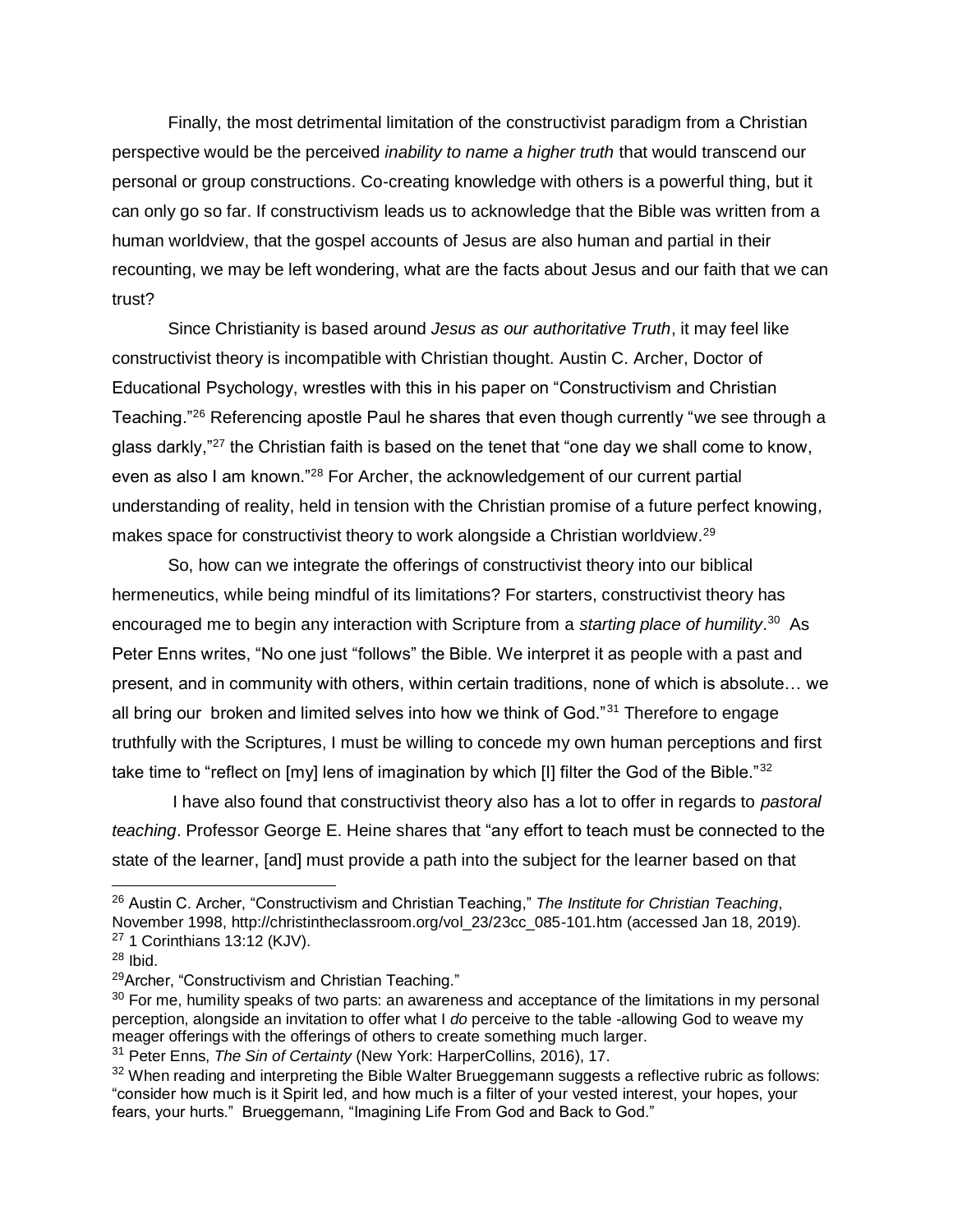Finally, the most detrimental limitation of the constructivist paradigm from a Christian perspective would be the perceived *inability to name a higher truth* that would transcend our personal or group constructions. Co-creating knowledge with others is a powerful thing, but it can only go so far. If constructivism leads us to acknowledge that the Bible was written from a human worldview, that the gospel accounts of Jesus are also human and partial in their recounting, we may be left wondering, what are the facts about Jesus and our faith that we can trust?

Since Christianity is based around *Jesus as our authoritative Truth*, it may feel like constructivist theory is incompatible with Christian thought. Austin C. Archer, Doctor of Educational Psychology, wrestles with this in his paper on "Constructivism and Christian Teaching."[26] Referencing apostle Paul he shares that even though currently "we see through a glass darkly,"[27] the Christian faith is based on the tenet that "one day we shall come to know, even as also I am known."[28] For Archer, the acknowledgement of our current partial understanding of reality, held in tension with the Christian promise of a future perfect knowing, makes space for constructivist theory to work alongside a Christian worldview.[29]

So, how can we integrate the offerings of constructivist theory into our biblical hermeneutics, while being mindful of its limitations? For starters, constructivist theory has encouraged me to begin any interaction with Scripture from a *starting place of humility*.[30] As Peter Enns writes, "No one just "follows" the Bible. We interpret it as people with a past and present, and in community with others, within certain traditions, none of which is absolute… we all bring our broken and limited selves into how we think of God."[31] Therefore to engage truthfully with the Scriptures, I must be willing to concede my own human perceptions and first take time to "reflect on [my] lens of imagination by which [I] filter the God of the Bible."[32]

I have also found that constructivist theory also has a lot to offer in regards to *pastoral teaching*. Professor George E. Heine shares that "any effort to teach must be connected to the state of the learner, [and] must provide a path into the subject for the learner based on that

---

[26] Austin C. Archer, "Constructivism and Christian Teaching," *The Institute for Christian Teaching*, November 1998, http://christintheclassroom.org/vol_23/23cc_085-101.htm (accessed Jan 18, 2019).

[27] 1 Corinthians 13:12 (KJV).

[28] Ibid.

[29] Archer, "Constructivism and Christian Teaching."

[30] For me, humility speaks of two parts: an awareness and acceptance of the limitations in my personal perception, alongside an invitation to offer what I *do* perceive to the table -allowing God to weave my meager offerings with the offerings of others to create something much larger.

[31] Peter Enns, *The Sin of Certainty* (New York: HarperCollins, 2016), 17.

[32] When reading and interpreting the Bible Walter Brueggemann suggests a reflective rubric as follows: "consider how much is it Spirit led, and how much is a filter of your vested interest, your hopes, your fears, your hurts." Brueggemann, "Imagining Life From God and Back to God."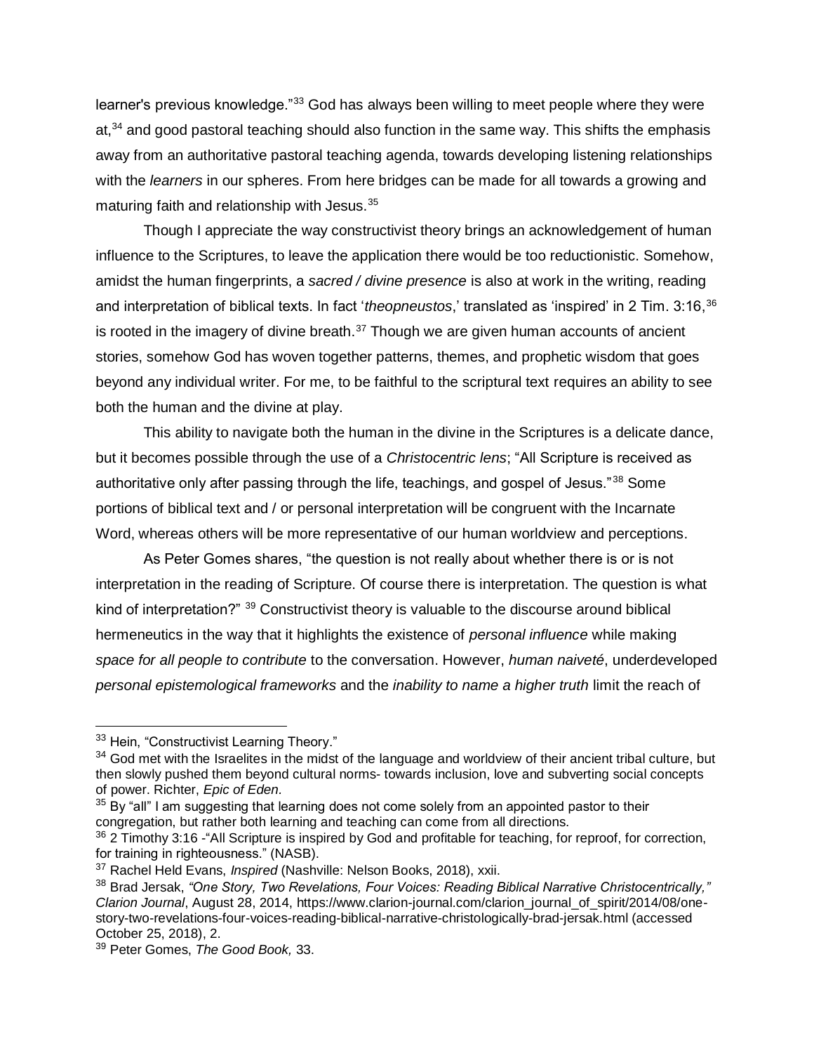learner's previous knowledge."[33] God has always been willing to meet people where they were at,[34] and good pastoral teaching should also function in the same way. This shifts the emphasis away from an authoritative pastoral teaching agenda, towards developing listening relationships with the *learners* in our spheres. From here bridges can be made for all towards a growing and maturing faith and relationship with Jesus.[35]

Though I appreciate the way constructivist theory brings an acknowledgement of human influence to the Scriptures, to leave the application there would be too reductionistic. Somehow, amidst the human fingerprints, a *sacred / divine presence* is also at work in the writing, reading and interpretation of biblical texts. In fact '*theopneustos*,' translated as 'inspired' in 2 Tim. 3:16,[36] is rooted in the imagery of divine breath.[37] Though we are given human accounts of ancient stories, somehow God has woven together patterns, themes, and prophetic wisdom that goes beyond any individual writer. For me, to be faithful to the scriptural text requires an ability to see both the human and the divine at play.

This ability to navigate both the human in the divine in the Scriptures is a delicate dance, but it becomes possible through the use of a *Christocentric lens*; "All Scripture is received as authoritative only after passing through the life, teachings, and gospel of Jesus."[38] Some portions of biblical text and / or personal interpretation will be congruent with the Incarnate Word, whereas others will be more representative of our human worldview and perceptions.

As Peter Gomes shares, "the question is not really about whether there is or is not interpretation in the reading of Scripture. Of course there is interpretation. The question is what kind of interpretation?" [39] Constructivist theory is valuable to the discourse around biblical hermeneutics in the way that it highlights the existence of *personal influence* while making *space for all people to contribute* to the conversation. However, *human naiveté*, underdeveloped *personal epistemological frameworks* and the *inability to name a higher truth* limit the reach of

---

[33] Hein, "Constructivist Learning Theory."

[34] God met with the Israelites in the midst of the language and worldview of their ancient tribal culture, but then slowly pushed them beyond cultural norms- towards inclusion, love and subverting social concepts of power. Richter, *Epic of Eden.*

[35] By "all" I am suggesting that learning does not come solely from an appointed pastor to their congregation, but rather both learning and teaching can come from all directions.

[36] 2 Timothy 3:16 -"All Scripture is inspired by God and profitable for teaching, for reproof, for correction, for training in righteousness." (NASB).

[37] Rachel Held Evans, *Inspired* (Nashville: Nelson Books, 2018), xxii.

[38] Brad Jersak, *"One Story, Two Revelations, Four Voices: Reading Biblical Narrative Christocentrically," Clarion Journal*, August 28, 2014, https://www.clarion-journal.com/clarion_journal_of_spirit/2014/08/one-story-two-revelations-four-voices-reading-biblical-narrative-christologically-brad-jersak.html (accessed October 25, 2018), 2.

[39] Peter Gomes, *The Good Book,* 33.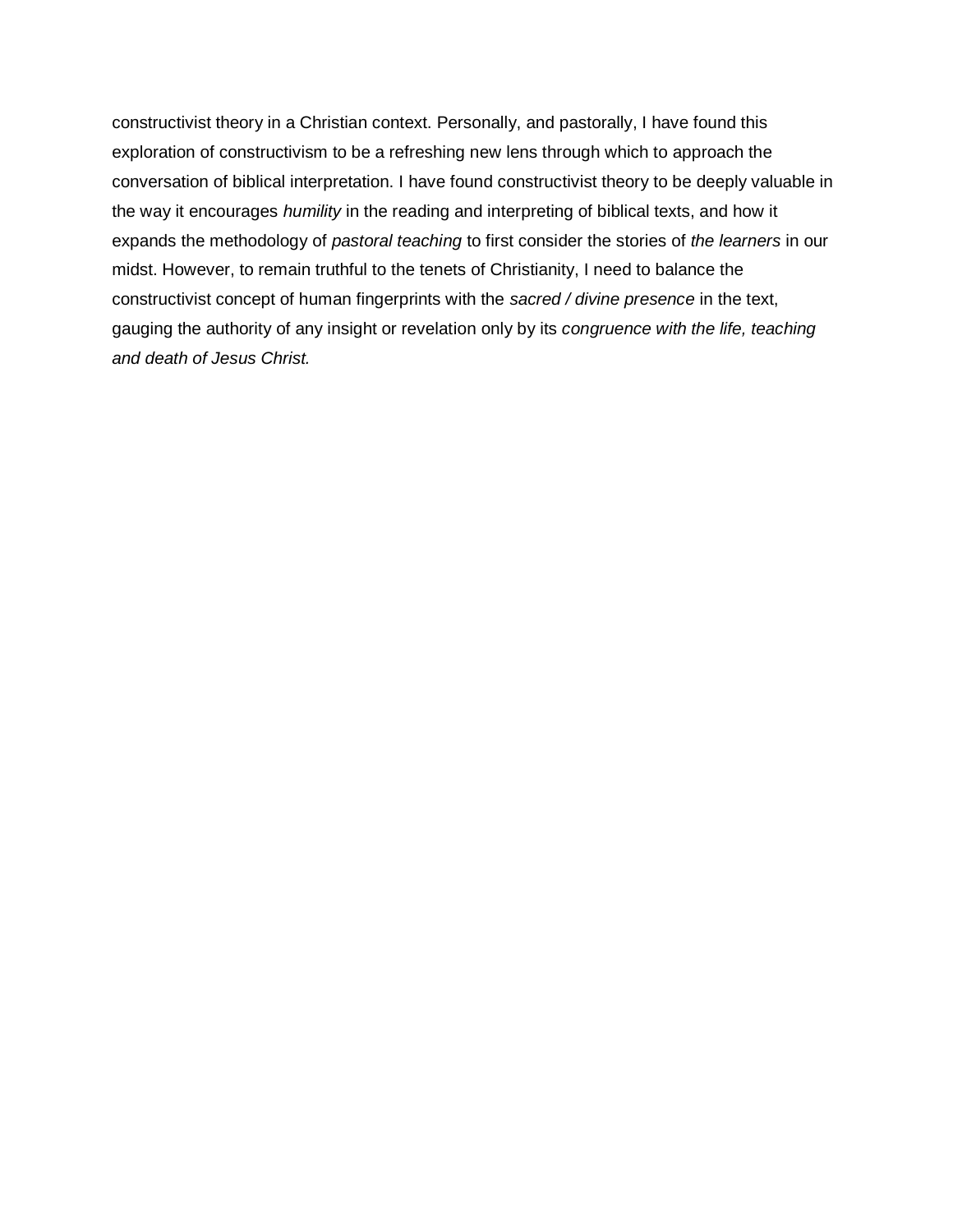constructivist theory in a Christian context. Personally, and pastorally, I have found this exploration of constructivism to be a refreshing new lens through which to approach the conversation of biblical interpretation. I have found constructivist theory to be deeply valuable in the way it encourages *humility* in the reading and interpreting of biblical texts, and how it expands the methodology of *pastoral teaching* to first consider the stories of *the learners* in our midst. However, to remain truthful to the tenets of Christianity, I need to balance the constructivist concept of human fingerprints with the *sacred / divine presence* in the text, gauging the authority of any insight or revelation only by its *congruence with the life, teaching and death of Jesus Christ.*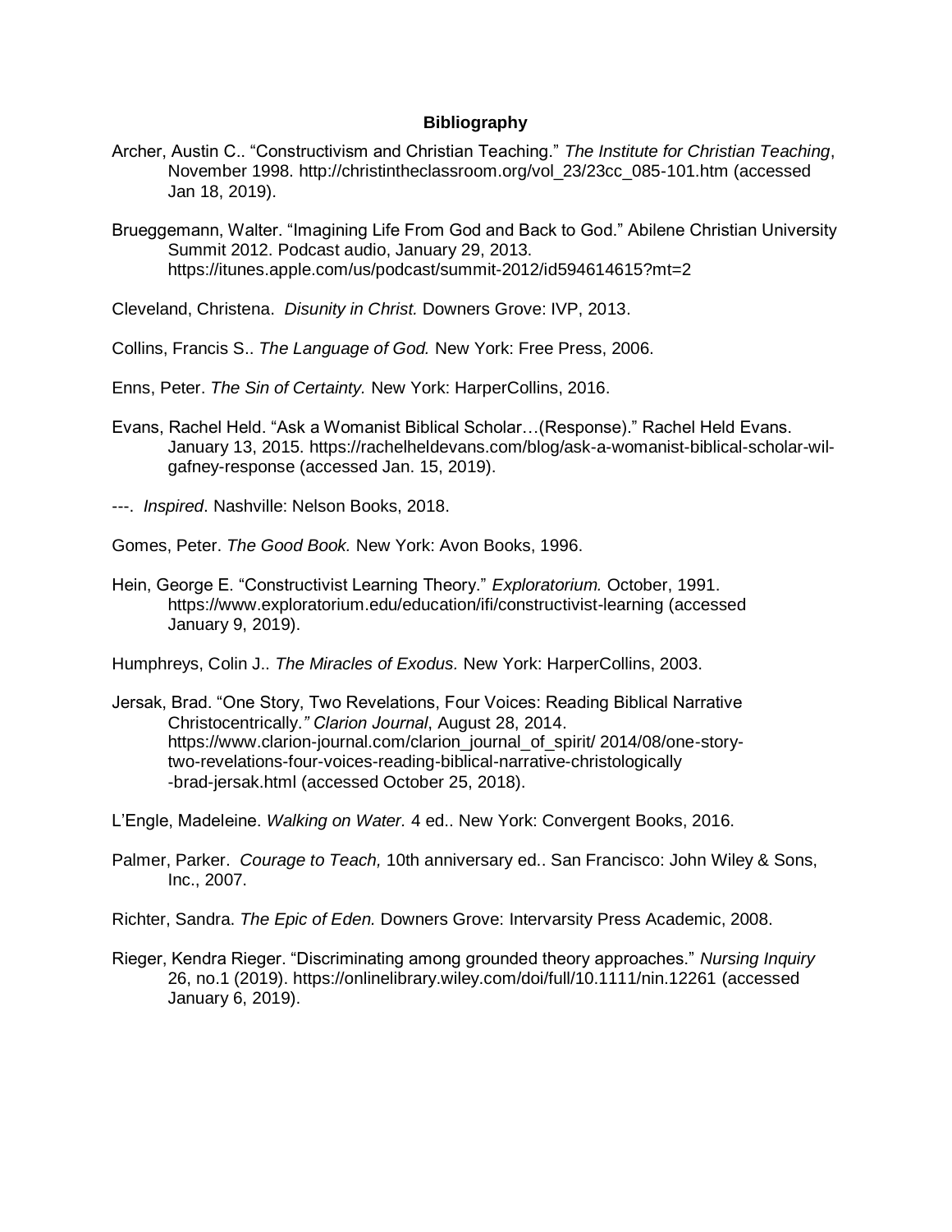**Bibliography**

Archer, Austin C.. "Constructivism and Christian Teaching." *The Institute for Christian Teaching*, November 1998. http://christintheclassroom.org/vol_23/23cc_085-101.htm (accessed Jan 18, 2019).

Brueggemann, Walter. "Imagining Life From God and Back to God." Abilene Christian University Summit 2012. Podcast audio, January 29, 2013. https://itunes.apple.com/us/podcast/summit-2012/id594614615?mt=2

Cleveland, Christena. *Disunity in Christ.* Downers Grove: IVP, 2013.

Collins, Francis S.. *The Language of God.* New York: Free Press, 2006.

Enns, Peter. *The Sin of Certainty.* New York: HarperCollins, 2016.

Evans, Rachel Held. "Ask a Womanist Biblical Scholar…(Response)." Rachel Held Evans. January 13, 2015. https://rachelheldevans.com/blog/ask-a-womanist-biblical-scholar-wil-gafney-response (accessed Jan. 15, 2019).

---. *Inspired*. Nashville: Nelson Books, 2018.

Gomes, Peter. *The Good Book.* New York: Avon Books, 1996.

Hein, George E. "Constructivist Learning Theory." *Exploratorium.* October, 1991. https://www.exploratorium.edu/education/ifi/constructivist-learning (accessed January 9, 2019).

Humphreys, Colin J.. *The Miracles of Exodus.* New York: HarperCollins, 2003.

Jersak, Brad. "One Story, Two Revelations, Four Voices: Reading Biblical Narrative Christocentrically.*" Clarion Journal*, August 28, 2014. https://www.clarion-journal.com/clarion_journal_of_spirit/ 2014/08/one-story-two-revelations-four-voices-reading-biblical-narrative-christologically -brad-jersak.html (accessed October 25, 2018).

L'Engle, Madeleine. *Walking on Water.* 4 ed.. New York: Convergent Books, 2016.

Palmer, Parker. *Courage to Teach,* 10th anniversary ed.. San Francisco: John Wiley & Sons, Inc., 2007.

Richter, Sandra. *The Epic of Eden.* Downers Grove: Intervarsity Press Academic, 2008.

Rieger, Kendra Rieger. "Discriminating among grounded theory approaches." *Nursing Inquiry* 26, no.1 (2019). https://onlinelibrary.wiley.com/doi/full/10.1111/nin.12261 (accessed January 6, 2019).